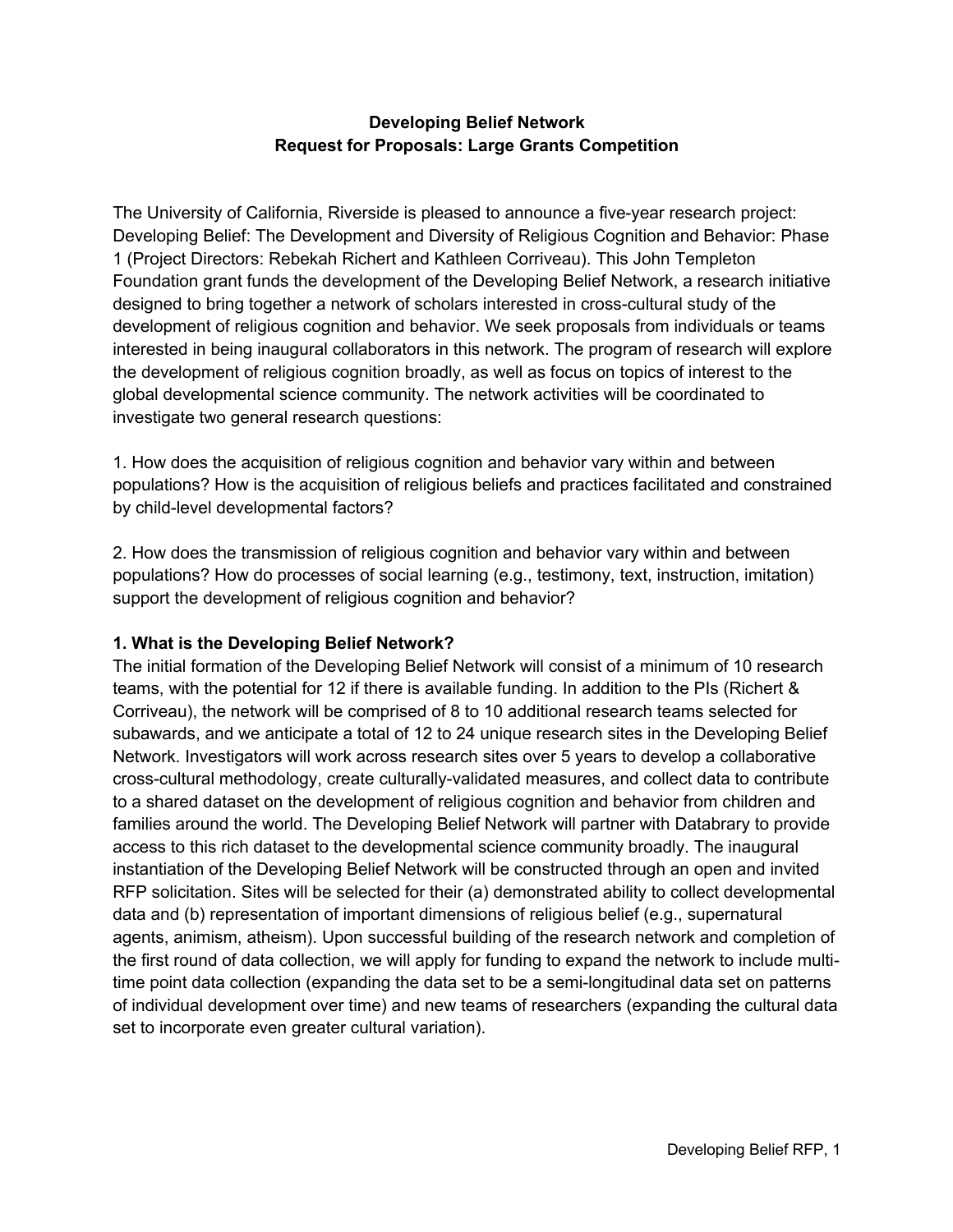**Developing Belief Network**
**Request for Proposals: Large Grants Competition**

The University of California, Riverside is pleased to announce a five-year research project: Developing Belief: The Development and Diversity of Religious Cognition and Behavior: Phase 1 (Project Directors: Rebekah Richert and Kathleen Corriveau). This John Templeton Foundation grant funds the development of the Developing Belief Network, a research initiative designed to bring together a network of scholars interested in cross-cultural study of the development of religious cognition and behavior. We seek proposals from individuals or teams interested in being inaugural collaborators in this network. The program of research will explore the development of religious cognition broadly, as well as focus on topics of interest to the global developmental science community. The network activities will be coordinated to investigate two general research questions:

1. How does the acquisition of religious cognition and behavior vary within and between populations? How is the acquisition of religious beliefs and practices facilitated and constrained by child-level developmental factors?

2. How does the transmission of religious cognition and behavior vary within and between populations? How do processes of social learning (e.g., testimony, text, instruction, imitation) support the development of religious cognition and behavior?

### 1. What is the Developing Belief Network?

The initial formation of the Developing Belief Network will consist of a minimum of 10 research teams, with the potential for 12 if there is available funding. In addition to the PIs (Richert & Corriveau), the network will be comprised of 8 to 10 additional research teams selected for subawards, and we anticipate a total of 12 to 24 unique research sites in the Developing Belief Network. Investigators will work across research sites over 5 years to develop a collaborative cross-cultural methodology, create culturally-validated measures, and collect data to contribute to a shared dataset on the development of religious cognition and behavior from children and families around the world. The Developing Belief Network will partner with Databrary to provide access to this rich dataset to the developmental science community broadly. The inaugural instantiation of the Developing Belief Network will be constructed through an open and invited RFP solicitation. Sites will be selected for their (a) demonstrated ability to collect developmental data and (b) representation of important dimensions of religious belief (e.g., supernatural agents, animism, atheism). Upon successful building of the research network and completion of the first round of data collection, we will apply for funding to expand the network to include multi-time point data collection (expanding the data set to be a semi-longitudinal data set on patterns of individual development over time) and new teams of researchers (expanding the cultural data set to incorporate even greater cultural variation).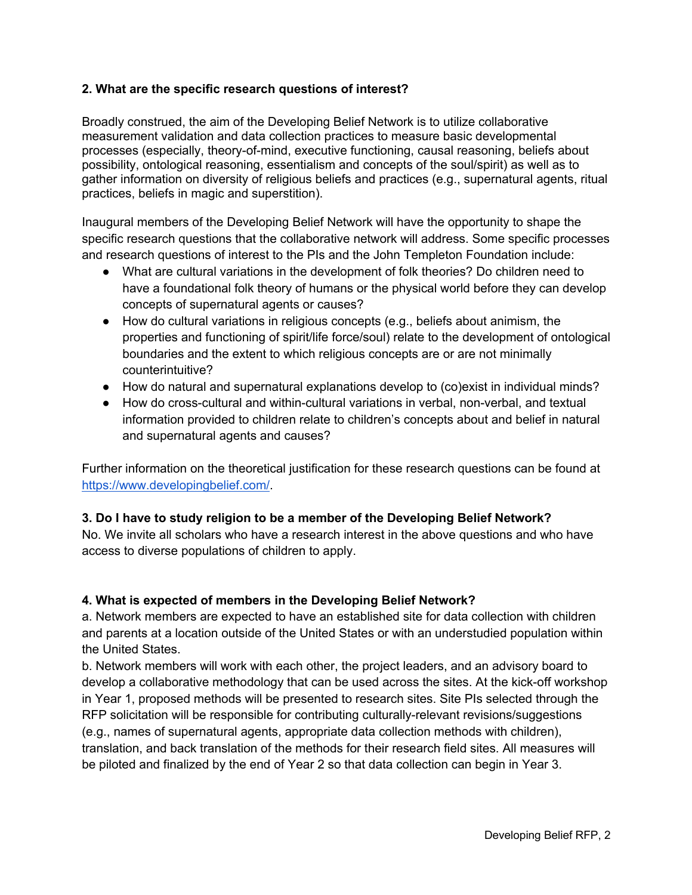**2. What are the specific research questions of interest?**

Broadly construed, the aim of the Developing Belief Network is to utilize collaborative measurement validation and data collection practices to measure basic developmental processes (especially, theory-of-mind, executive functioning, causal reasoning, beliefs about possibility, ontological reasoning, essentialism and concepts of the soul/spirit) as well as to gather information on diversity of religious beliefs and practices (e.g., supernatural agents, ritual practices, beliefs in magic and superstition).

Inaugural members of the Developing Belief Network will have the opportunity to shape the specific research questions that the collaborative network will address. Some specific processes and research questions of interest to the PIs and the John Templeton Foundation include:

- What are cultural variations in the development of folk theories? Do children need to have a foundational folk theory of humans or the physical world before they can develop concepts of supernatural agents or causes?
- How do cultural variations in religious concepts (e.g., beliefs about animism, the properties and functioning of spirit/life force/soul) relate to the development of ontological boundaries and the extent to which religious concepts are or are not minimally counterintuitive?
- How do natural and supernatural explanations develop to (co)exist in individual minds?
- How do cross-cultural and within-cultural variations in verbal, non-verbal, and textual information provided to children relate to children's concepts about and belief in natural and supernatural agents and causes?

Further information on the theoretical justification for these research questions can be found at [https://www.developingbelief.com/](https://www.developingbelief.com/).

**3. Do I have to study religion to be a member of the Developing Belief Network?**

No. We invite all scholars who have a research interest in the above questions and who have access to diverse populations of children to apply.

**4. What is expected of members in the Developing Belief Network?**

a. Network members are expected to have an established site for data collection with children and parents at a location outside of the United States or with an understudied population within the United States.

b. Network members will work with each other, the project leaders, and an advisory board to develop a collaborative methodology that can be used across the sites. At the kick-off workshop in Year 1, proposed methods will be presented to research sites. Site PIs selected through the RFP solicitation will be responsible for contributing culturally-relevant revisions/suggestions (e.g., names of supernatural agents, appropriate data collection methods with children), translation, and back translation of the methods for their research field sites. All measures will be piloted and finalized by the end of Year 2 so that data collection can begin in Year 3.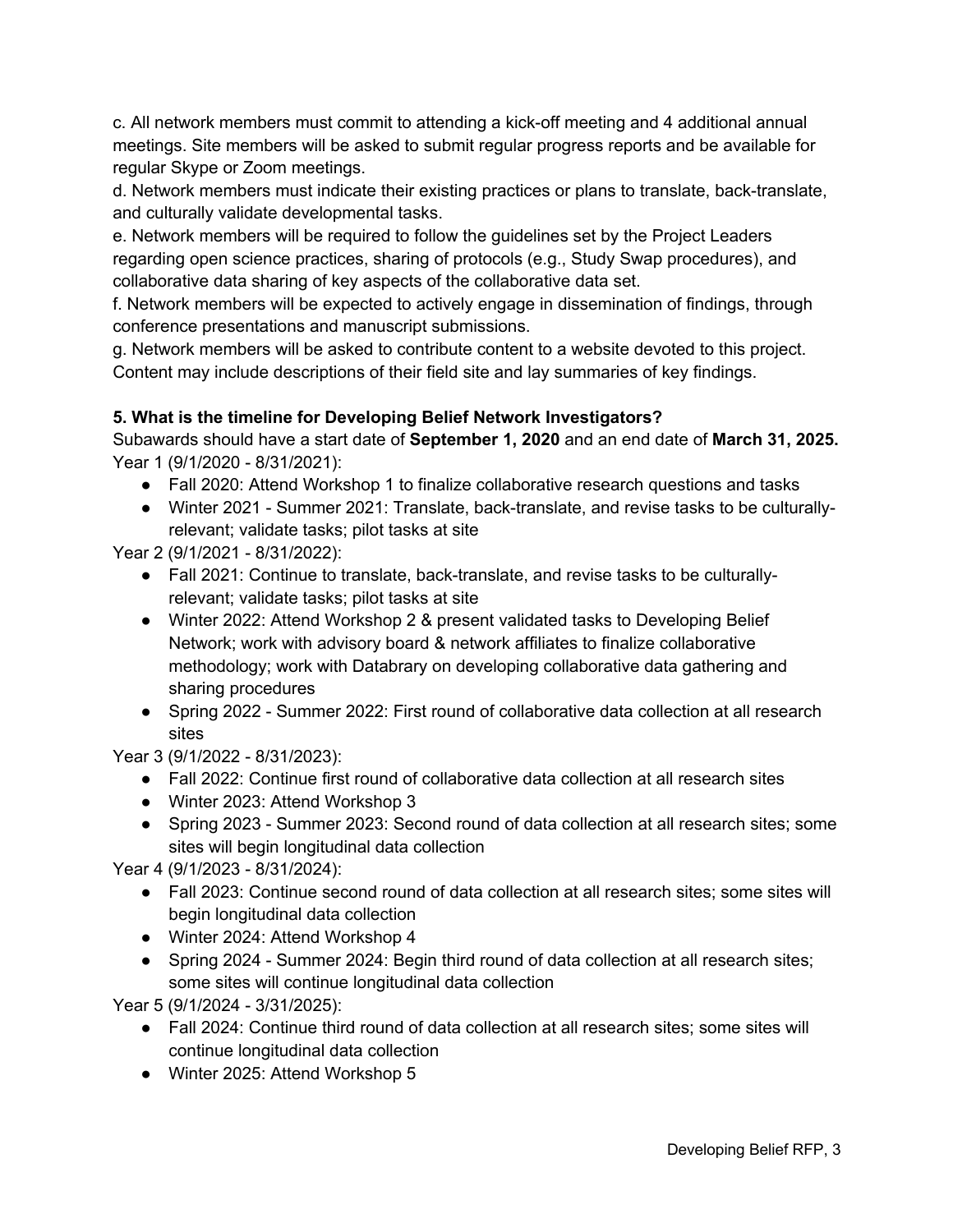c. All network members must commit to attending a kick-off meeting and 4 additional annual meetings. Site members will be asked to submit regular progress reports and be available for regular Skype or Zoom meetings.
d. Network members must indicate their existing practices or plans to translate, back-translate, and culturally validate developmental tasks.
e. Network members will be required to follow the guidelines set by the Project Leaders regarding open science practices, sharing of protocols (e.g., Study Swap procedures), and collaborative data sharing of key aspects of the collaborative data set.
f. Network members will be expected to actively engage in dissemination of findings, through conference presentations and manuscript submissions.
g. Network members will be asked to contribute content to a website devoted to this project. Content may include descriptions of their field site and lay summaries of key findings.

**5. What is the timeline for Developing Belief Network Investigators?**

Subawards should have a start date of **September 1, 2020** and an end date of **March 31, 2025.**

Year 1 (9/1/2020 - 8/31/2021):

- Fall 2020: Attend Workshop 1 to finalize collaborative research questions and tasks
- Winter 2021 - Summer 2021: Translate, back-translate, and revise tasks to be culturally-relevant; validate tasks; pilot tasks at site

Year 2 (9/1/2021 - 8/31/2022):

- Fall 2021: Continue to translate, back-translate, and revise tasks to be culturally-relevant; validate tasks; pilot tasks at site
- Winter 2022: Attend Workshop 2 & present validated tasks to Developing Belief Network; work with advisory board & network affiliates to finalize collaborative methodology; work with Databrary on developing collaborative data gathering and sharing procedures
- Spring 2022 - Summer 2022: First round of collaborative data collection at all research sites

Year 3 (9/1/2022 - 8/31/2023):

- Fall 2022: Continue first round of collaborative data collection at all research sites
- Winter 2023: Attend Workshop 3
- Spring 2023 - Summer 2023: Second round of data collection at all research sites; some sites will begin longitudinal data collection

Year 4 (9/1/2023 - 8/31/2024):

- Fall 2023: Continue second round of data collection at all research sites; some sites will begin longitudinal data collection
- Winter 2024: Attend Workshop 4
- Spring 2024 - Summer 2024: Begin third round of data collection at all research sites; some sites will continue longitudinal data collection

Year 5 (9/1/2024 - 3/31/2025):

- Fall 2024: Continue third round of data collection at all research sites; some sites will continue longitudinal data collection
- Winter 2025: Attend Workshop 5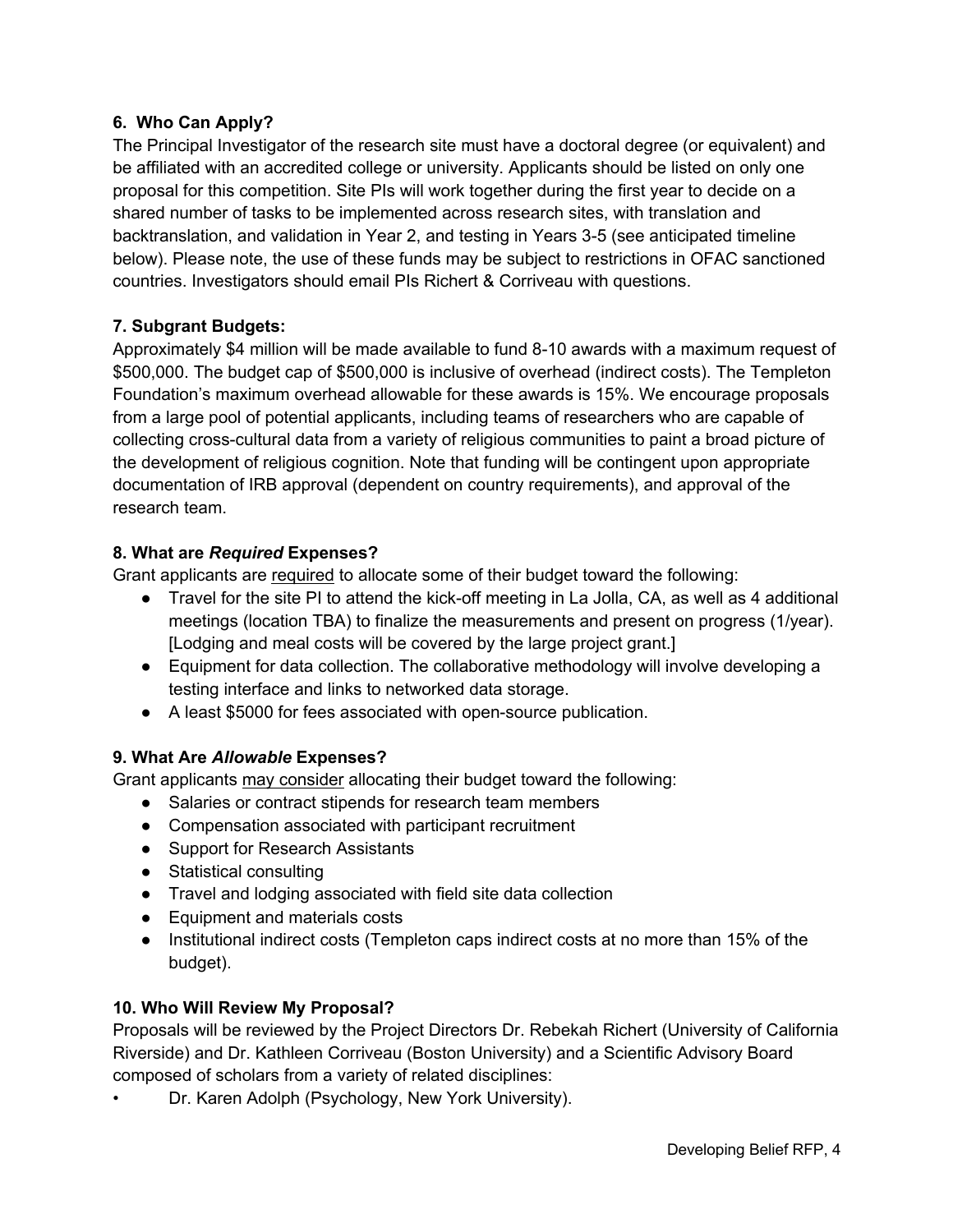### 6. Who Can Apply?

The Principal Investigator of the research site must have a doctoral degree (or equivalent) and be affiliated with an accredited college or university. Applicants should be listed on only one proposal for this competition. Site PIs will work together during the first year to decide on a shared number of tasks to be implemented across research sites, with translation and backtranslation, and validation in Year 2, and testing in Years 3-5 (see anticipated timeline below). Please note, the use of these funds may be subject to restrictions in OFAC sanctioned countries. Investigators should email PIs Richert & Corriveau with questions.

### 7. Subgrant Budgets:

Approximately $4 million will be made available to fund 8-10 awards with a maximum request of $500,000. The budget cap of $500,000 is inclusive of overhead (indirect costs). The Templeton Foundation's maximum overhead allowable for these awards is 15%. We encourage proposals from a large pool of potential applicants, including teams of researchers who are capable of collecting cross-cultural data from a variety of religious communities to paint a broad picture of the development of religious cognition. Note that funding will be contingent upon appropriate documentation of IRB approval (dependent on country requirements), and approval of the research team.

### 8. What are *Required* Expenses?

Grant applicants are <u>required</u> to allocate some of their budget toward the following:

- Travel for the site PI to attend the kick-off meeting in La Jolla, CA, as well as 4 additional meetings (location TBA) to finalize the measurements and present on progress (1/year). [Lodging and meal costs will be covered by the large project grant.]
- Equipment for data collection. The collaborative methodology will involve developing a testing interface and links to networked data storage.
- A least $5000 for fees associated with open-source publication.

### 9. What Are *Allowable* Expenses?

Grant applicants <u>may consider</u> allocating their budget toward the following:

- Salaries or contract stipends for research team members
- Compensation associated with participant recruitment
- Support for Research Assistants
- Statistical consulting
- Travel and lodging associated with field site data collection
- Equipment and materials costs
- Institutional indirect costs (Templeton caps indirect costs at no more than 15% of the budget).

### 10. Who Will Review My Proposal?

Proposals will be reviewed by the Project Directors Dr. Rebekah Richert (University of California Riverside) and Dr. Kathleen Corriveau (Boston University) and a Scientific Advisory Board composed of scholars from a variety of related disciplines:

- Dr. Karen Adolph (Psychology, New York University).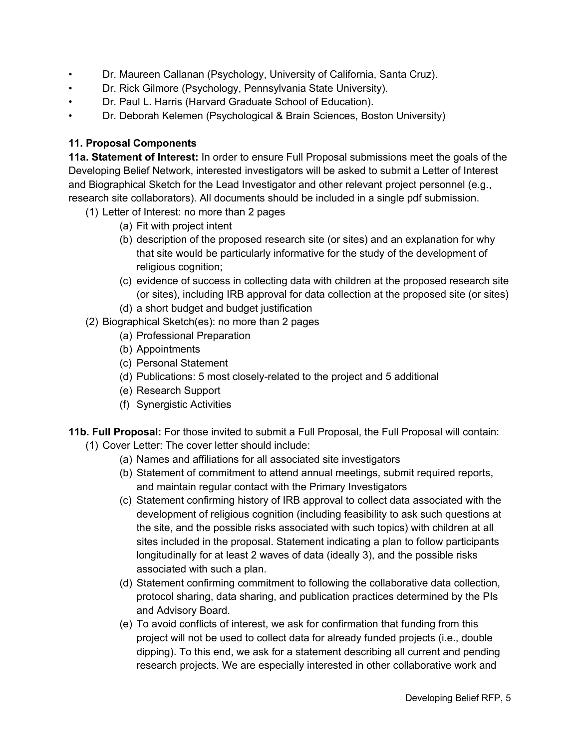- Dr. Maureen Callanan (Psychology, University of California, Santa Cruz).
- Dr. Rick Gilmore (Psychology, Pennsylvania State University).
- Dr. Paul L. Harris (Harvard Graduate School of Education).
- Dr. Deborah Kelemen (Psychological & Brain Sciences, Boston University)

### 11. Proposal Components

**11a. Statement of Interest:** In order to ensure Full Proposal submissions meet the goals of the Developing Belief Network, interested investigators will be asked to submit a Letter of Interest and Biographical Sketch for the Lead Investigator and other relevant project personnel (e.g., research site collaborators). All documents should be included in a single pdf submission.

(1) Letter of Interest: no more than 2 pages
  - (a) Fit with project intent
  - (b) description of the proposed research site (or sites) and an explanation for why that site would be particularly informative for the study of the development of religious cognition;
  - (c) evidence of success in collecting data with children at the proposed research site (or sites), including IRB approval for data collection at the proposed site (or sites)
  - (d) a short budget and budget justification

(2) Biographical Sketch(es): no more than 2 pages
  - (a) Professional Preparation
  - (b) Appointments
  - (c) Personal Statement
  - (d) Publications: 5 most closely-related to the project and 5 additional
  - (e) Research Support
  - (f) Synergistic Activities

**11b. Full Proposal:** For those invited to submit a Full Proposal, the Full Proposal will contain:

(1) Cover Letter: The cover letter should include:
  - (a) Names and affiliations for all associated site investigators
  - (b) Statement of commitment to attend annual meetings, submit required reports, and maintain regular contact with the Primary Investigators
  - (c) Statement confirming history of IRB approval to collect data associated with the development of religious cognition (including feasibility to ask such questions at the site, and the possible risks associated with such topics) with children at all sites included in the proposal. Statement indicating a plan to follow participants longitudinally for at least 2 waves of data (ideally 3), and the possible risks associated with such a plan.
  - (d) Statement confirming commitment to following the collaborative data collection, protocol sharing, data sharing, and publication practices determined by the PIs and Advisory Board.
  - (e) To avoid conflicts of interest, we ask for confirmation that funding from this project will not be used to collect data for already funded projects (i.e., double dipping). To this end, we ask for a statement describing all current and pending research projects. We are especially interested in other collaborative work and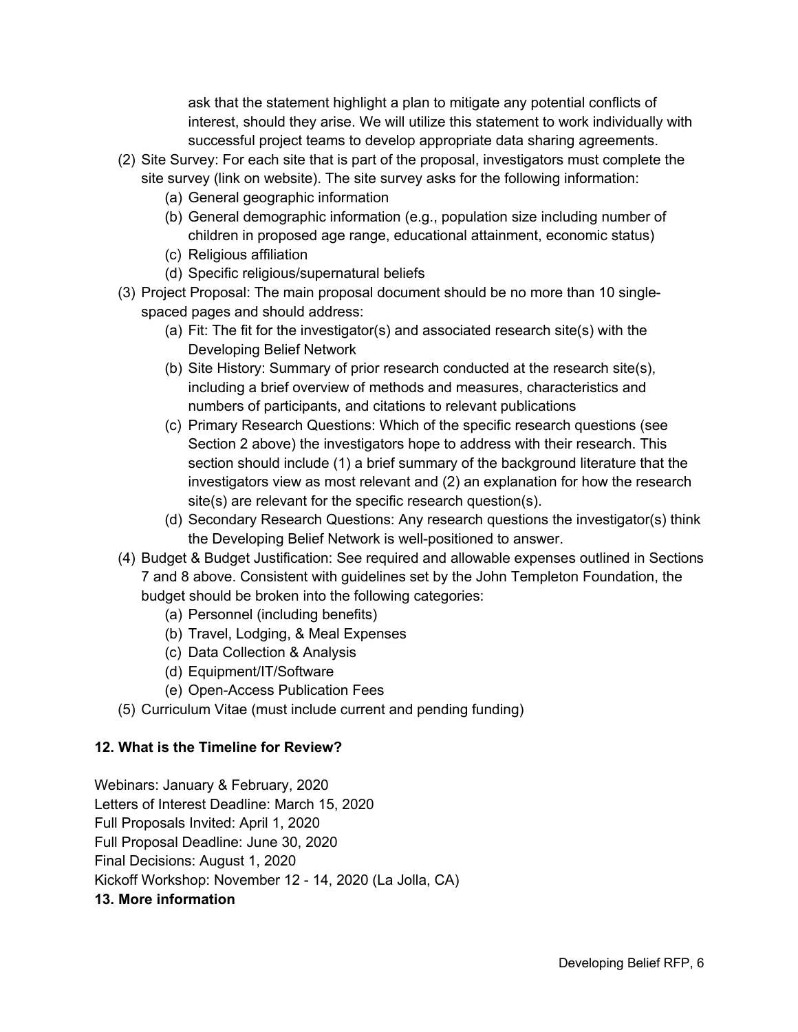ask that the statement highlight a plan to mitigate any potential conflicts of interest, should they arise. We will utilize this statement to work individually with successful project teams to develop appropriate data sharing agreements.

(2) Site Survey: For each site that is part of the proposal, investigators must complete the site survey (link on website). The site survey asks for the following information:
   - (a) General geographic information
   - (b) General demographic information (e.g., population size including number of children in proposed age range, educational attainment, economic status)
   - (c) Religious affiliation
   - (d) Specific religious/supernatural beliefs

(3) Project Proposal: The main proposal document should be no more than 10 single-spaced pages and should address:
   - (a) Fit: The fit for the investigator(s) and associated research site(s) with the Developing Belief Network
   - (b) Site History: Summary of prior research conducted at the research site(s), including a brief overview of methods and measures, characteristics and numbers of participants, and citations to relevant publications
   - (c) Primary Research Questions: Which of the specific research questions (see Section 2 above) the investigators hope to address with their research. This section should include (1) a brief summary of the background literature that the investigators view as most relevant and (2) an explanation for how the research site(s) are relevant for the specific research question(s).
   - (d) Secondary Research Questions: Any research questions the investigator(s) think the Developing Belief Network is well-positioned to answer.

(4) Budget & Budget Justification: See required and allowable expenses outlined in Sections 7 and 8 above. Consistent with guidelines set by the John Templeton Foundation, the budget should be broken into the following categories:
   - (a) Personnel (including benefits)
   - (b) Travel, Lodging, & Meal Expenses
   - (c) Data Collection & Analysis
   - (d) Equipment/IT/Software
   - (e) Open-Access Publication Fees

(5) Curriculum Vitae (must include current and pending funding)

**12. What is the Timeline for Review?**

Webinars: January & February, 2020
Letters of Interest Deadline: March 15, 2020
Full Proposals Invited: April 1, 2020
Full Proposal Deadline: June 30, 2020
Final Decisions: August 1, 2020
Kickoff Workshop: November 12 - 14, 2020 (La Jolla, CA)

**13. More information**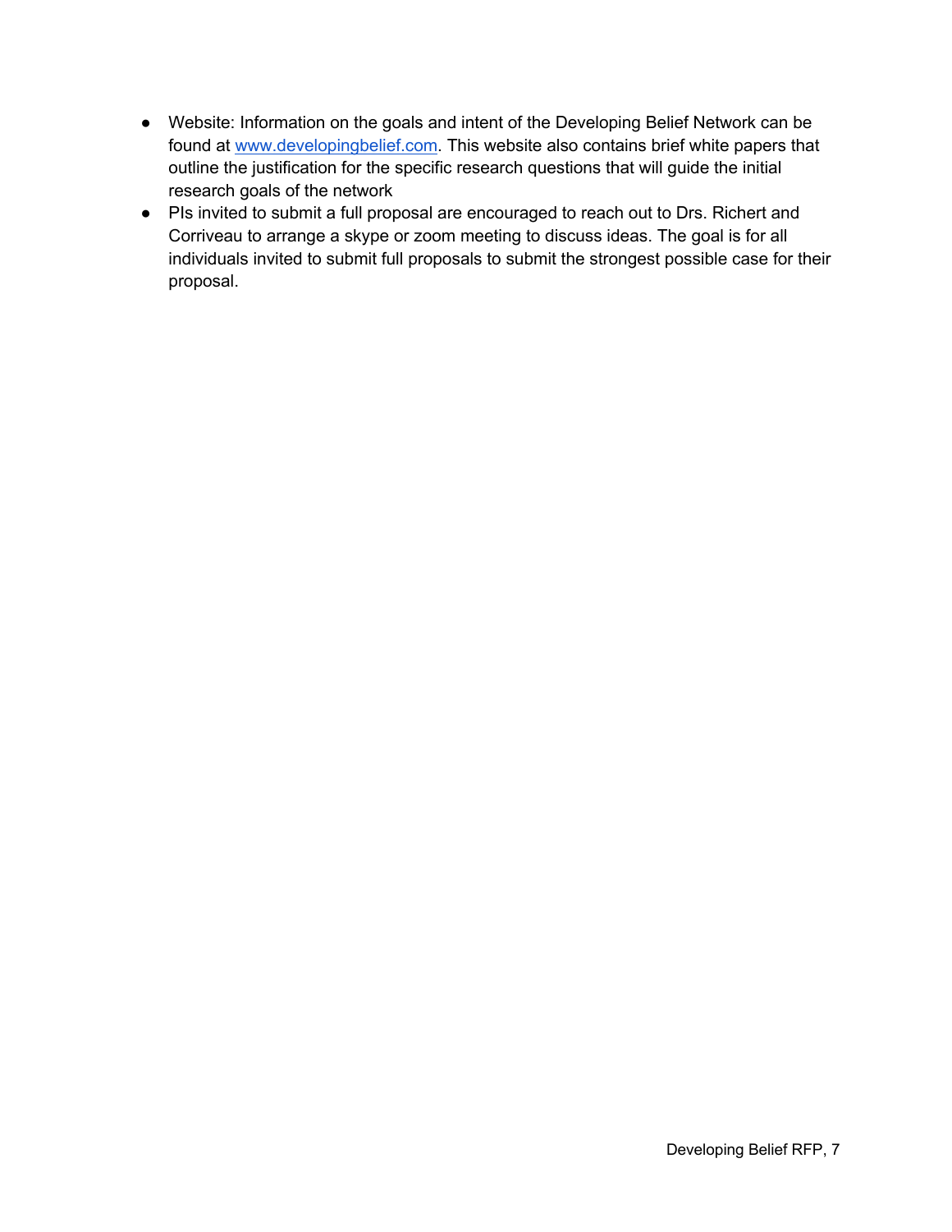- Website: Information on the goals and intent of the Developing Belief Network can be found at [www.developingbelief.com](http://www.developingbelief.com). This website also contains brief white papers that outline the justification for the specific research questions that will guide the initial research goals of the network
- PIs invited to submit a full proposal are encouraged to reach out to Drs. Richert and Corriveau to arrange a skype or zoom meeting to discuss ideas. The goal is for all individuals invited to submit full proposals to submit the strongest possible case for their proposal.